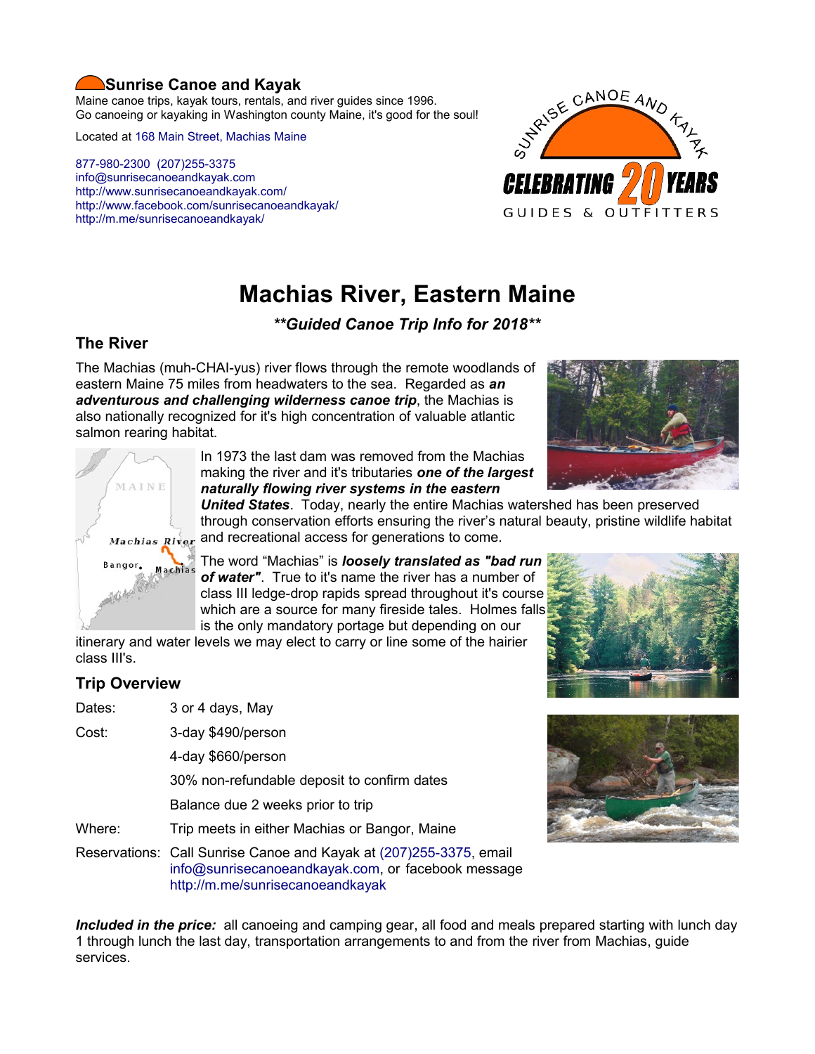**Sunrise Canoe and Kayak**

Maine canoe trips, kayak tours, rentals, and river guides since 1996.
Go canoeing or kayaking in Washington county Maine, it's good for the soul!

Located at 168 Main Street, Machias Maine

877-980-2300 (207)255-3375
info@sunrisecanoeandkayak.com
http://www.sunrisecanoeandkayak.com/
http://www.facebook.com/sunrisecanoeandkayak/
http://m.me/sunrisecanoeandkayak/

SUNRISE CANOE AND KAYAK
CELEBRATING 20 YEARS
GUIDES & OUTFITTERS

# Machias River, Eastern Maine

***Guided Canoe Trip Info for 2018***

## The River

The Machias (muh-CHAI-yus) river flows through the remote woodlands of eastern Maine 75 miles from headwaters to the sea. Regarded as ***an adventurous and challenging wilderness canoe trip***, the Machias is also nationally recognized for it's high concentration of valuable atlantic salmon rearing habitat.

In 1973 the last dam was removed from the Machias making the river and it's tributaries ***one of the largest naturally flowing river systems in the eastern United States***. Today, nearly the entire Machias watershed has been preserved through conservation efforts ensuring the river's natural beauty, pristine wildlife habitat and recreational access for generations to come.

The word "Machias" is ***loosely translated as "bad run of water"***. True to it's name the river has a number of class III ledge-drop rapids spread throughout it's course which are a source for many fireside tales. Holmes falls is the only mandatory portage but depending on our itinerary and water levels we may elect to carry or line some of the hairier class III's.

## Trip Overview

| | |
|---|---|
| Dates: | 3 or 4 days, May |
| Cost: | 3-day $490/person |
| | 4-day $660/person |
| | 30% non-refundable deposit to confirm dates |
| | Balance due 2 weeks prior to trip |
| Where: | Trip meets in either Machias or Bangor, Maine |
| Reservations: | Call Sunrise Canoe and Kayak at (207)255-3375, email info@sunrisecanoeandkayak.com, or facebook message http://m.me/sunrisecanoeandkayak |

***Included in the price:*** all canoeing and camping gear, all food and meals prepared starting with lunch day 1 through lunch the last day, transportation arrangements to and from the river from Machias, guide services.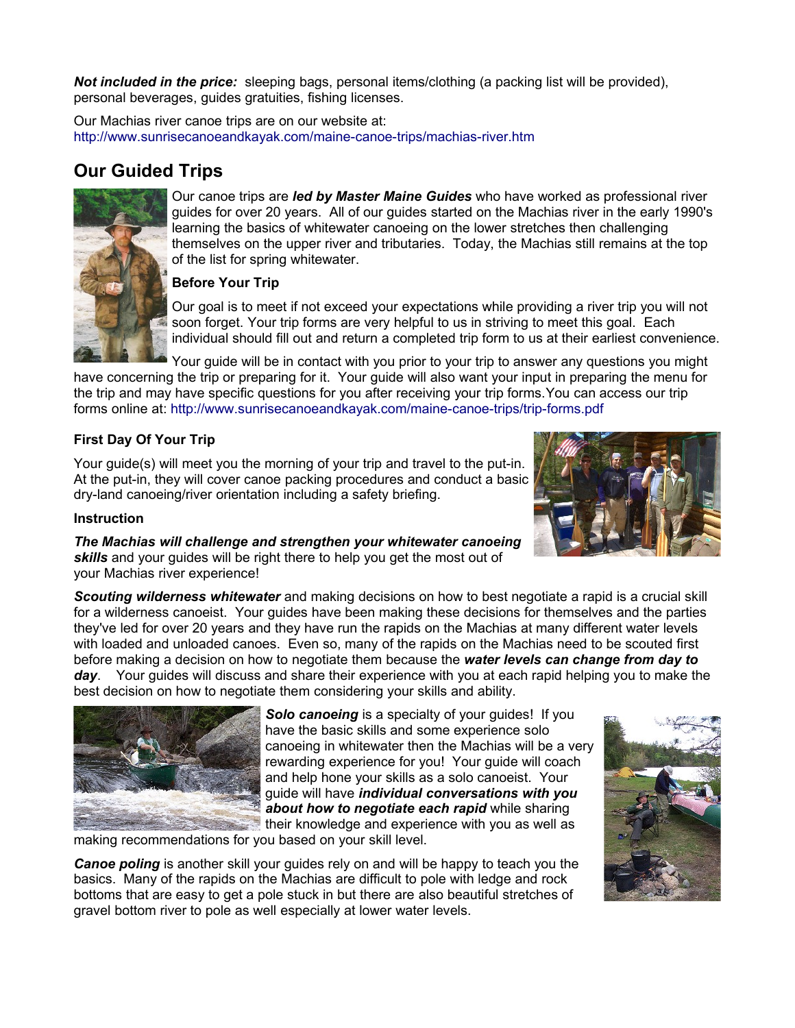***Not included in the price:*** sleeping bags, personal items/clothing (a packing list will be provided), personal beverages, guides gratuities, fishing licenses.

Our Machias river canoe trips are on our website at:
http://www.sunrisecanoeandkayak.com/maine-canoe-trips/machias-river.htm

## Our Guided Trips

Our canoe trips are ***led by Master Maine Guides*** who have worked as professional river guides for over 20 years. All of our guides started on the Machias river in the early 1990's learning the basics of whitewater canoeing on the lower stretches then challenging themselves on the upper river and tributaries. Today, the Machias still remains at the top of the list for spring whitewater.

### Before Your Trip

Our goal is to meet if not exceed your expectations while providing a river trip you will not soon forget. Your trip forms are very helpful to us in striving to meet this goal. Each individual should fill out and return a completed trip form to us at their earliest convenience.

Your guide will be in contact with you prior to your trip to answer any questions you might have concerning the trip or preparing for it. Your guide will also want your input in preparing the menu for the trip and may have specific questions for you after receiving your trip forms. You can access our trip forms online at: http://www.sunrisecanoeandkayak.com/maine-canoe-trips/trip-forms.pdf

### First Day Of Your Trip

Your guide(s) will meet you the morning of your trip and travel to the put-in. At the put-in, they will cover canoe packing procedures and conduct a basic dry-land canoeing/river orientation including a safety briefing.

### Instruction

***The Machias will challenge and strengthen your whitewater canoeing skills*** and your guides will be right there to help you get the most out of your Machias river experience!

***Scouting wilderness whitewater*** and making decisions on how to best negotiate a rapid is a crucial skill for a wilderness canoeist. Your guides have been making these decisions for themselves and the parties they've led for over 20 years and they have run the rapids on the Machias at many different water levels with loaded and unloaded canoes. Even so, many of the rapids on the Machias need to be scouted first before making a decision on how to negotiate them because the ***water levels can change from day to day***. Your guides will discuss and share their experience with you at each rapid helping you to make the best decision on how to negotiate them considering your skills and ability.

***Solo canoeing*** is a specialty of your guides! If you have the basic skills and some experience solo canoeing in whitewater then the Machias will be a very rewarding experience for you! Your guide will coach and help hone your skills as a solo canoeist. Your guide will have ***individual conversations with you about how to negotiate each rapid*** while sharing their knowledge and experience with you as well as making recommendations for you based on your skill level.

***Canoe poling*** is another skill your guides rely on and will be happy to teach you the basics. Many of the rapids on the Machias are difficult to pole with ledge and rock bottoms that are easy to get a pole stuck in but there are also beautiful stretches of gravel bottom river to pole as well especially at lower water levels.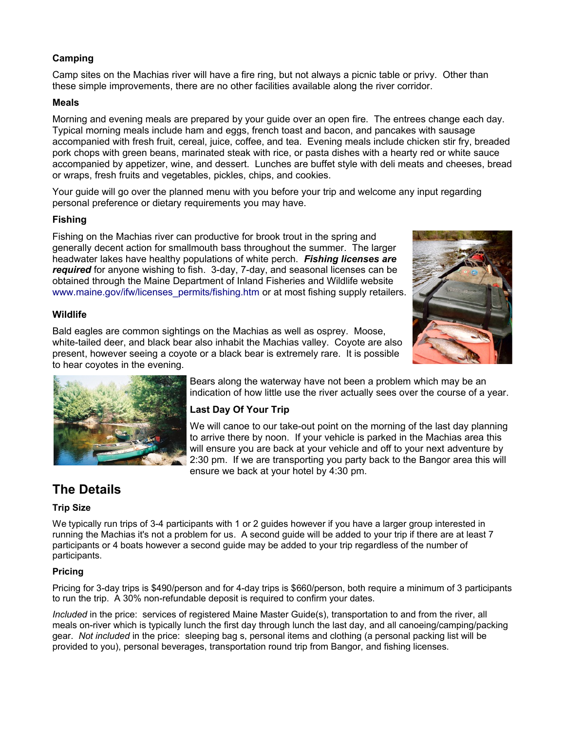**Camping**

Camp sites on the Machias river will have a fire ring, but not always a picnic table or privy. Other than these simple improvements, there are no other facilities available along the river corridor.

**Meals**

Morning and evening meals are prepared by your guide over an open fire. The entrees change each day. Typical morning meals include ham and eggs, french toast and bacon, and pancakes with sausage accompanied with fresh fruit, cereal, juice, coffee, and tea. Evening meals include chicken stir fry, breaded pork chops with green beans, marinated steak with rice, or pasta dishes with a hearty red or white sauce accompanied by appetizer, wine, and dessert. Lunches are buffet style with deli meats and cheeses, bread or wraps, fresh fruits and vegetables, pickles, chips, and cookies.

Your guide will go over the planned menu with you before your trip and welcome any input regarding personal preference or dietary requirements you may have.

**Fishing**

Fishing on the Machias river can productive for brook trout in the spring and generally decent action for smallmouth bass throughout the summer. The larger headwater lakes have healthy populations of white perch. ***Fishing licenses are required*** for anyone wishing to fish. 3-day, 7-day, and seasonal licenses can be obtained through the Maine Department of Inland Fisheries and Wildlife website www.maine.gov/ifw/licenses_permits/fishing.htm or at most fishing supply retailers.

**Wildlife**

Bald eagles are common sightings on the Machias as well as osprey. Moose, white-tailed deer, and black bear also inhabit the Machias valley. Coyote are also present, however seeing a coyote or a black bear is extremely rare. It is possible to hear coyotes in the evening.

Bears along the waterway have not been a problem which may be an indication of how little use the river actually sees over the course of a year.

**Last Day Of Your Trip**

We will canoe to our take-out point on the morning of the last day planning to arrive there by noon. If your vehicle is parked in the Machias area this will ensure you are back at your vehicle and off to your next adventure by 2:30 pm. If we are transporting you party back to the Bangor area this will ensure we back at your hotel by 4:30 pm.

## The Details

**Trip Size**

We typically run trips of 3-4 participants with 1 or 2 guides however if you have a larger group interested in running the Machias it's not a problem for us. A second guide will be added to your trip if there are at least 7 participants or 4 boats however a second guide may be added to your trip regardless of the number of participants.

**Pricing**

Pricing for 3-day trips is $490/person and for 4-day trips is $660/person, both require a minimum of 3 participants to run the trip. A 30% non-refundable deposit is required to confirm your dates.

*Included* in the price: services of registered Maine Master Guide(s), transportation to and from the river, all meals on-river which is typically lunch the first day through lunch the last day, and all canoeing/camping/packing gear. *Not included* in the price: sleeping bag s, personal items and clothing (a personal packing list will be provided to you), personal beverages, transportation round trip from Bangor, and fishing licenses.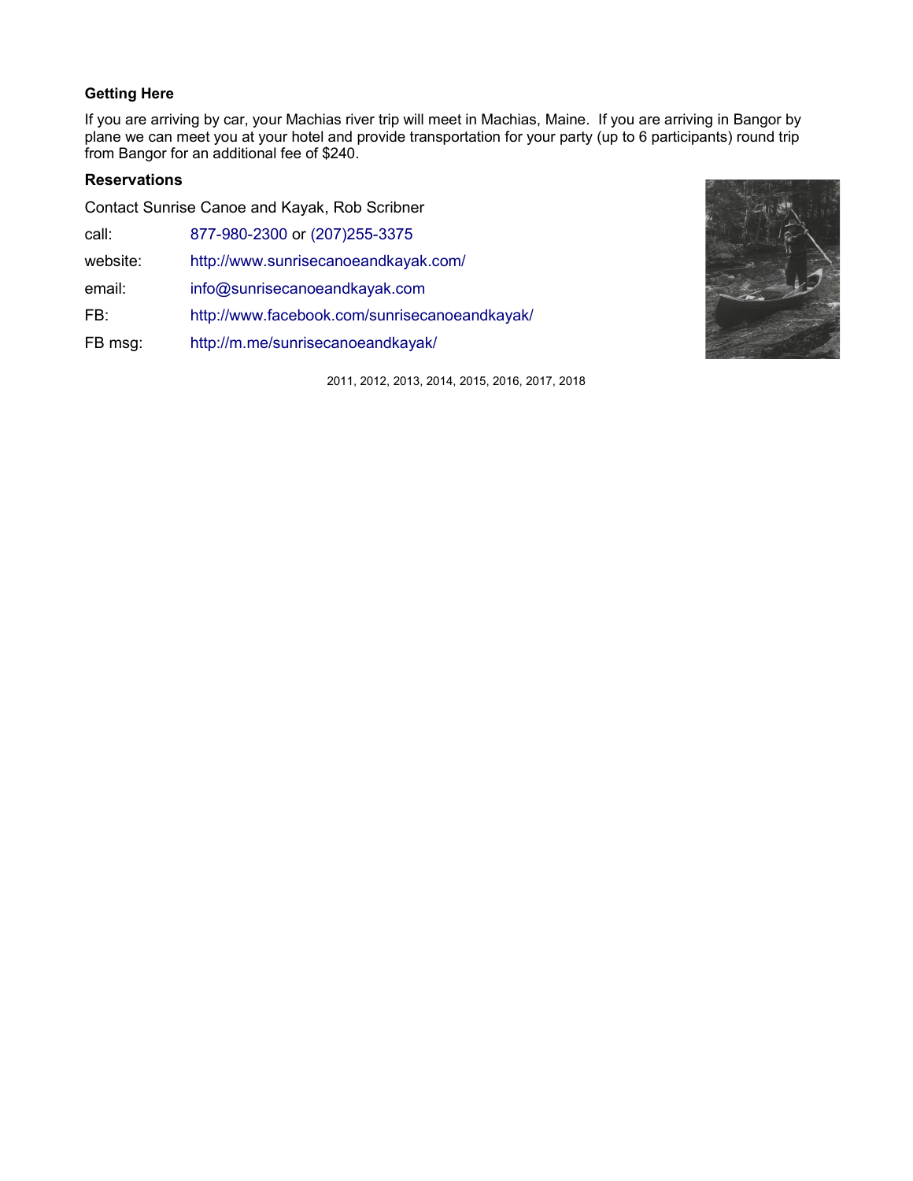### Getting Here

If you are arriving by car, your Machias river trip will meet in Machias, Maine. If you are arriving in Bangor by plane we can meet you at your hotel and provide transportation for your party (up to 6 participants) round trip from Bangor for an additional fee of $240.

### Reservations

Contact Sunrise Canoe and Kayak, Rob Scribner

| | |
|---|---|
| call: | 877-980-2300 or (207)255-3375 |
| website: | http://www.sunrisecanoeandkayak.com/ |
| email: | info@sunrisecanoeandkayak.com |
| FB: | http://www.facebook.com/sunrisecanoeandkayak/ |
| FB msg: | http://m.me/sunrisecanoeandkayak/ |

2011, 2012, 2013, 2014, 2015, 2016, 2017, 2018